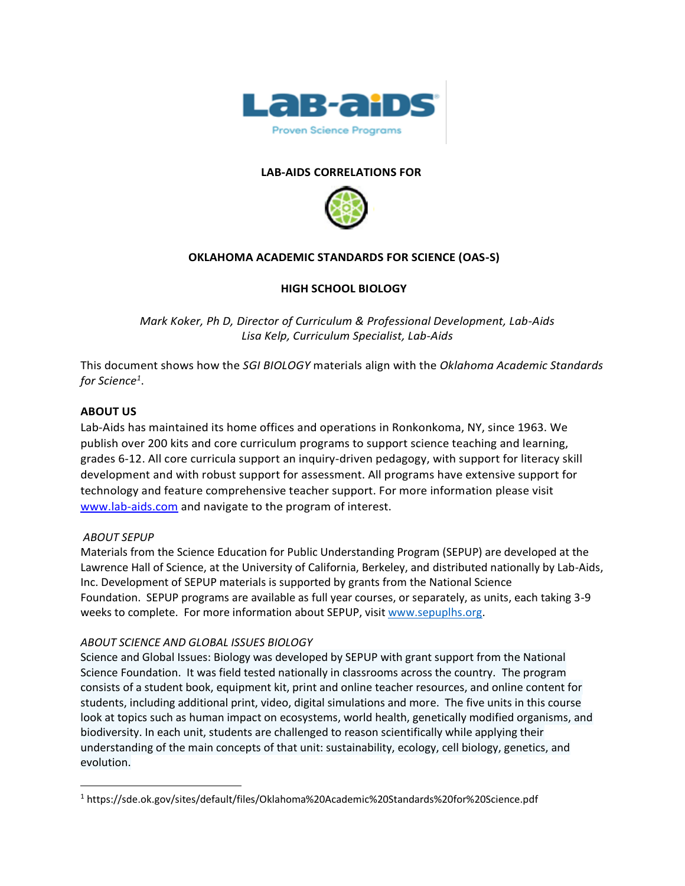**LAB-AIDS CORRELATIONS FOR**

**OKLAHOMA ACADEMIC STANDARDS FOR SCIENCE (OAS-S)**

**HIGH SCHOOL BIOLOGY**

*Mark Koker, Ph D, Director of Curriculum & Professional Development, Lab-Aids*
*Lisa Kelp, Curriculum Specialist, Lab-Aids*

This document shows how the *SGI BIOLOGY* materials align with the *Oklahoma Academic Standards for Science*[1].

**ABOUT US**

Lab-Aids has maintained its home offices and operations in Ronkonkoma, NY, since 1963. We publish over 200 kits and core curriculum programs to support science teaching and learning, grades 6-12. All core curricula support an inquiry-driven pedagogy, with support for literacy skill development and with robust support for assessment. All programs have extensive support for technology and feature comprehensive teacher support. For more information please visit www.lab-aids.com and navigate to the program of interest.

*ABOUT SEPUP*

Materials from the Science Education for Public Understanding Program (SEPUP) are developed at the Lawrence Hall of Science, at the University of California, Berkeley, and distributed nationally by Lab-Aids, Inc. Development of SEPUP materials is supported by grants from the National Science Foundation. SEPUP programs are available as full year courses, or separately, as units, each taking 3-9 weeks to complete. For more information about SEPUP, visit www.sepuplhs.org.

*ABOUT SCIENCE AND GLOBAL ISSUES BIOLOGY*

Science and Global Issues: Biology was developed by SEPUP with grant support from the National Science Foundation. It was field tested nationally in classrooms across the country. The program consists of a student book, equipment kit, print and online teacher resources, and online content for students, including additional print, video, digital simulations and more. The five units in this course look at topics such as human impact on ecosystems, world health, genetically modified organisms, and biodiversity. In each unit, students are challenged to reason scientifically while applying their understanding of the main concepts of that unit: sustainability, ecology, cell biology, genetics, and evolution.

---

[1] https://sde.ok.gov/sites/default/files/Oklahoma%20Academic%20Standards%20for%20Science.pdf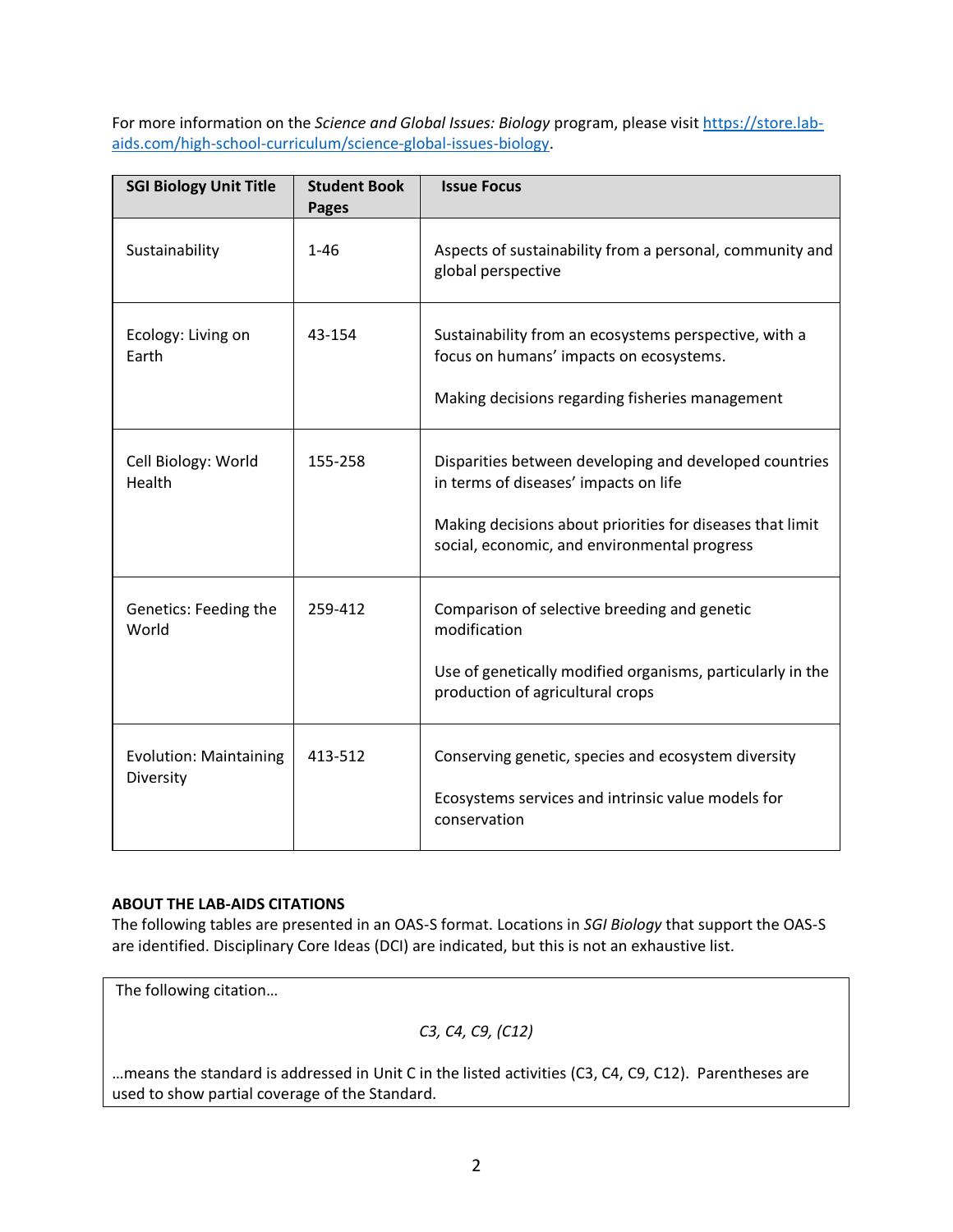For more information on the *Science and Global Issues: Biology* program, please visit https://store.lab-aids.com/high-school-curriculum/science-global-issues-biology.

| SGI Biology Unit Title | Student Book Pages | Issue Focus |
|---|---|---|
| Sustainability | 1-46 | Aspects of sustainability from a personal, community and global perspective |
| Ecology: Living on Earth | 43-154 | Sustainability from an ecosystems perspective, with a focus on humans' impacts on ecosystems.<br><br>Making decisions regarding fisheries management |
| Cell Biology: World Health | 155-258 | Disparities between developing and developed countries in terms of diseases' impacts on life<br><br>Making decisions about priorities for diseases that limit social, economic, and environmental progress |
| Genetics: Feeding the World | 259-412 | Comparison of selective breeding and genetic modification<br><br>Use of genetically modified organisms, particularly in the production of agricultural crops |
| Evolution: Maintaining Diversity | 413-512 | Conserving genetic, species and ecosystem diversity<br><br>Ecosystems services and intrinsic value models for conservation |

**ABOUT THE LAB-AIDS CITATIONS**

The following tables are presented in an OAS-S format. Locations in *SGI Biology* that support the OAS-S are identified. Disciplinary Core Ideas (DCI) are indicated, but this is not an exhaustive list.

The following citation…

*C3, C4, C9, (C12)*

…means the standard is addressed in Unit C in the listed activities (C3, C4, C9, C12). Parentheses are used to show partial coverage of the Standard.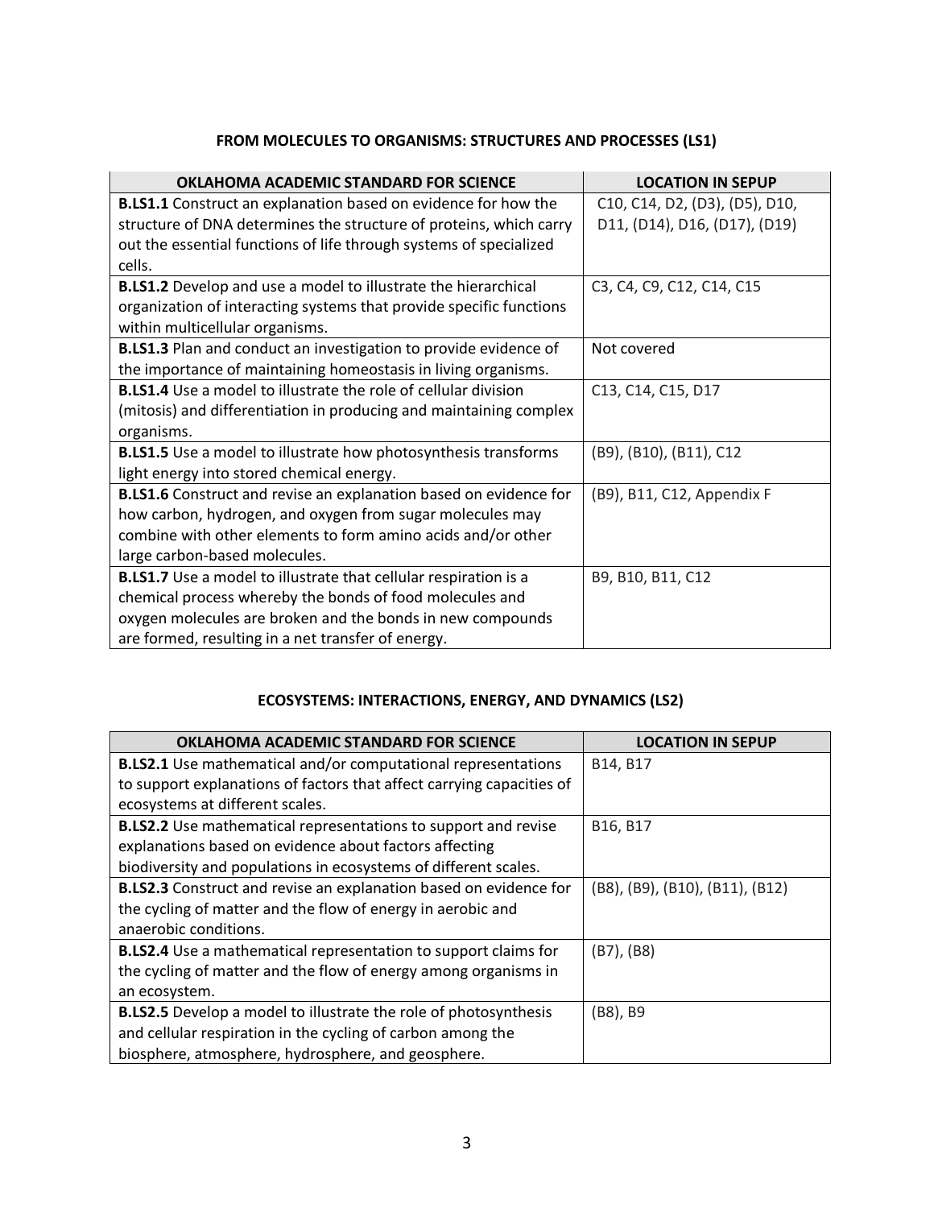### FROM MOLECULES TO ORGANISMS: STRUCTURES AND PROCESSES (LS1)

| OKLAHOMA ACADEMIC STANDARD FOR SCIENCE | LOCATION IN SEPUP |
|---|---|
| **B.LS1.1** Construct an explanation based on evidence for how the structure of DNA determines the structure of proteins, which carry out the essential functions of life through systems of specialized cells. | C10, C14, D2, (D3), (D5), D10, D11, (D14), D16, (D17), (D19) |
| **B.LS1.2** Develop and use a model to illustrate the hierarchical organization of interacting systems that provide specific functions within multicellular organisms. | C3, C4, C9, C12, C14, C15 |
| **B.LS1.3** Plan and conduct an investigation to provide evidence of the importance of maintaining homeostasis in living organisms. | Not covered |
| **B.LS1.4** Use a model to illustrate the role of cellular division (mitosis) and differentiation in producing and maintaining complex organisms. | C13, C14, C15, D17 |
| **B.LS1.5** Use a model to illustrate how photosynthesis transforms light energy into stored chemical energy. | (B9), (B10), (B11), C12 |
| **B.LS1.6** Construct and revise an explanation based on evidence for how carbon, hydrogen, and oxygen from sugar molecules may combine with other elements to form amino acids and/or other large carbon-based molecules. | (B9), B11, C12, Appendix F |
| **B.LS1.7** Use a model to illustrate that cellular respiration is a chemical process whereby the bonds of food molecules and oxygen molecules are broken and the bonds in new compounds are formed, resulting in a net transfer of energy. | B9, B10, B11, C12 |

### ECOSYSTEMS: INTERACTIONS, ENERGY, AND DYNAMICS (LS2)

| OKLAHOMA ACADEMIC STANDARD FOR SCIENCE | LOCATION IN SEPUP |
|---|---|
| **B.LS2.1** Use mathematical and/or computational representations to support explanations of factors that affect carrying capacities of ecosystems at different scales. | B14, B17 |
| **B.LS2.2** Use mathematical representations to support and revise explanations based on evidence about factors affecting biodiversity and populations in ecosystems of different scales. | B16, B17 |
| **B.LS2.3** Construct and revise an explanation based on evidence for the cycling of matter and the flow of energy in aerobic and anaerobic conditions. | (B8), (B9), (B10), (B11), (B12) |
| **B.LS2.4** Use a mathematical representation to support claims for the cycling of matter and the flow of energy among organisms in an ecosystem. | (B7), (B8) |
| **B.LS2.5** Develop a model to illustrate the role of photosynthesis and cellular respiration in the cycling of carbon among the biosphere, atmosphere, hydrosphere, and geosphere. | (B8), B9 |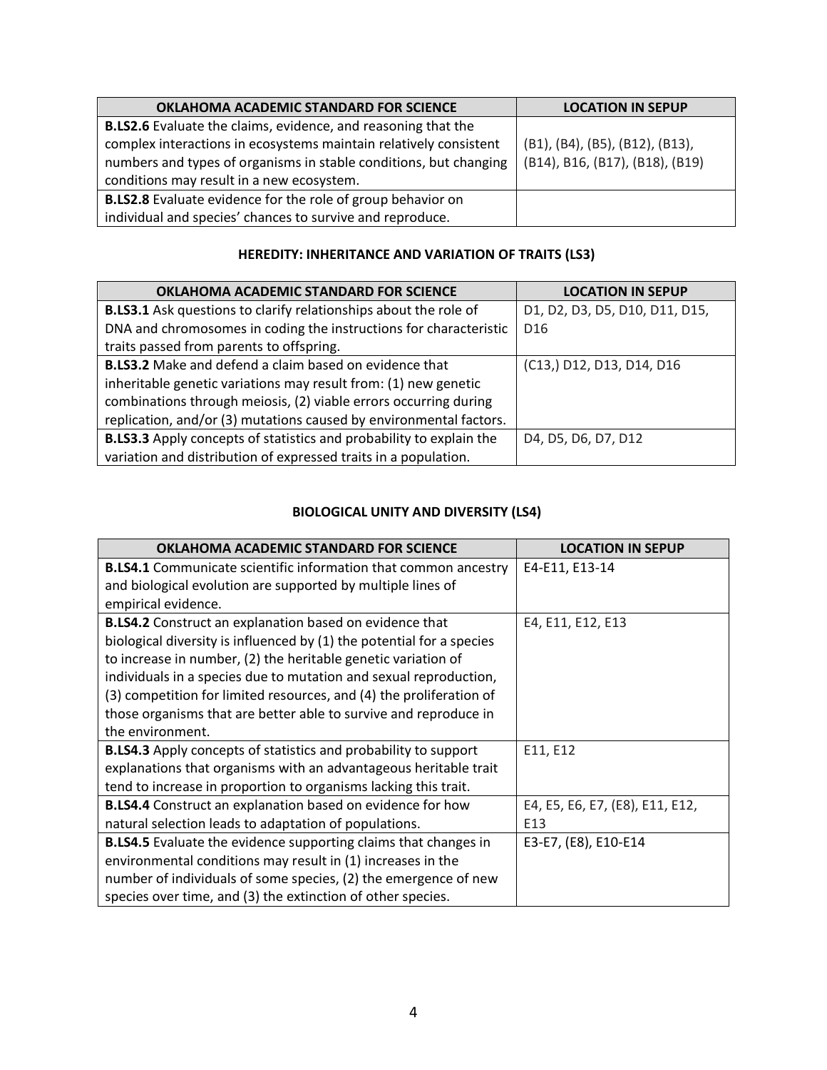| OKLAHOMA ACADEMIC STANDARD FOR SCIENCE | LOCATION IN SEPUP |
|---|---|
| **B.LS2.6** Evaluate the claims, evidence, and reasoning that the complex interactions in ecosystems maintain relatively consistent numbers and types of organisms in stable conditions, but changing conditions may result in a new ecosystem. | (B1), (B4), (B5), (B12), (B13), (B14), B16, (B17), (B18), (B19) |
| **B.LS2.8** Evaluate evidence for the role of group behavior on individual and species' chances to survive and reproduce. | |

### HEREDITY: INHERITANCE AND VARIATION OF TRAITS (LS3)

| OKLAHOMA ACADEMIC STANDARD FOR SCIENCE | LOCATION IN SEPUP |
|---|---|
| **B.LS3.1** Ask questions to clarify relationships about the role of DNA and chromosomes in coding the instructions for characteristic traits passed from parents to offspring. | D1, D2, D3, D5, D10, D11, D15, D16 |
| **B.LS3.2** Make and defend a claim based on evidence that inheritable genetic variations may result from: (1) new genetic combinations through meiosis, (2) viable errors occurring during replication, and/or (3) mutations caused by environmental factors. | (C13,) D12, D13, D14, D16 |
| **B.LS3.3** Apply concepts of statistics and probability to explain the variation and distribution of expressed traits in a population. | D4, D5, D6, D7, D12 |

### BIOLOGICAL UNITY AND DIVERSITY (LS4)

| OKLAHOMA ACADEMIC STANDARD FOR SCIENCE | LOCATION IN SEPUP |
|---|---|
| **B.LS4.1** Communicate scientific information that common ancestry and biological evolution are supported by multiple lines of empirical evidence. | E4-E11, E13-14 |
| **B.LS4.2** Construct an explanation based on evidence that biological diversity is influenced by (1) the potential for a species to increase in number, (2) the heritable genetic variation of individuals in a species due to mutation and sexual reproduction, (3) competition for limited resources, and (4) the proliferation of those organisms that are better able to survive and reproduce in the environment. | E4, E11, E12, E13 |
| **B.LS4.3** Apply concepts of statistics and probability to support explanations that organisms with an advantageous heritable trait tend to increase in proportion to organisms lacking this trait. | E11, E12 |
| **B.LS4.4** Construct an explanation based on evidence for how natural selection leads to adaptation of populations. | E4, E5, E6, E7, (E8), E11, E12, E13 |
| **B.LS4.5** Evaluate the evidence supporting claims that changes in environmental conditions may result in (1) increases in the number of individuals of some species, (2) the emergence of new species over time, and (3) the extinction of other species. | E3-E7, (E8), E10-E14 |